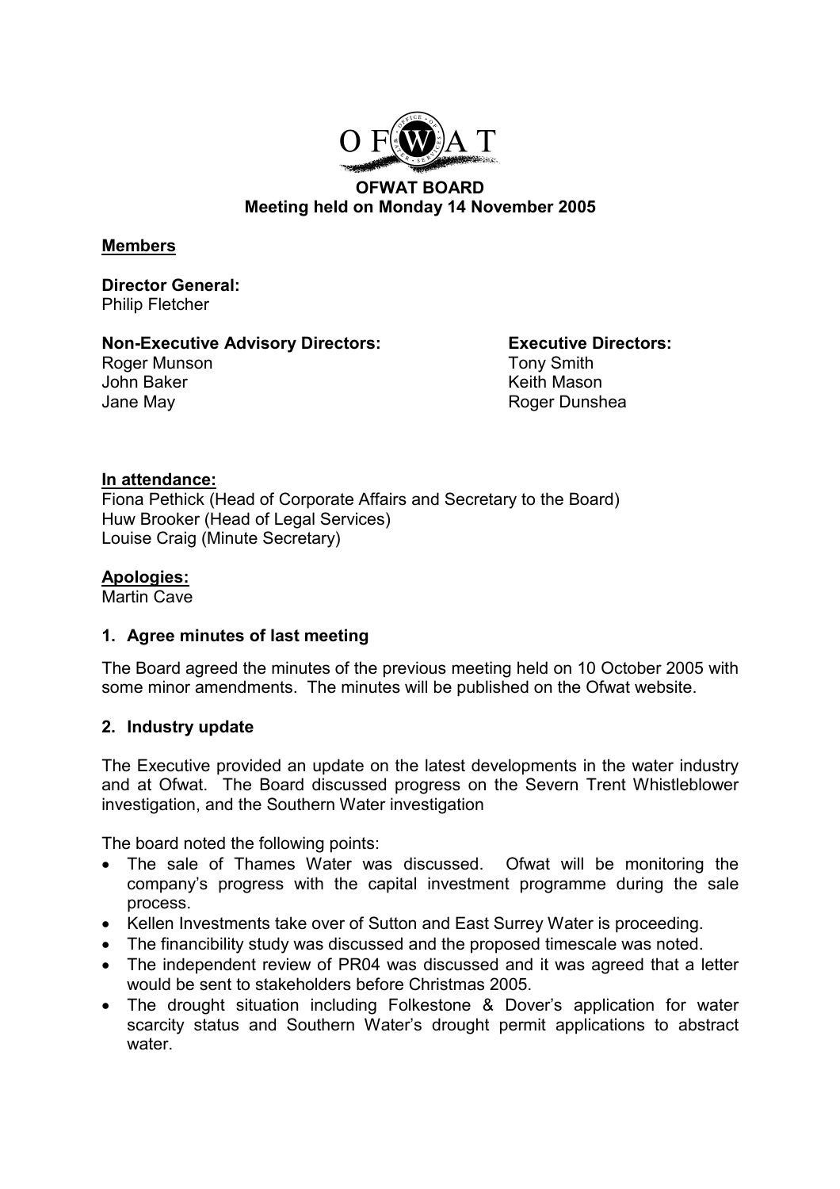# OFWAT BOARD

## Meeting held on Monday 14 November 2005

**Members**

**Director General:**
Philip Fletcher

**Non-Executive Advisory Directors:**
Roger Munson
John Baker
Jane May

**Executive Directors:**
Tony Smith
Keith Mason
Roger Dunshea

**In attendance:**
Fiona Pethick (Head of Corporate Affairs and Secretary to the Board)
Huw Brooker (Head of Legal Services)
Louise Craig (Minute Secretary)

**Apologies:**
Martin Cave

### 1. Agree minutes of last meeting

The Board agreed the minutes of the previous meeting held on 10 October 2005 with some minor amendments. The minutes will be published on the Ofwat website.

### 2. Industry update

The Executive provided an update on the latest developments in the water industry and at Ofwat. The Board discussed progress on the Severn Trent Whistleblower investigation, and the Southern Water investigation

The board noted the following points:

- The sale of Thames Water was discussed. Ofwat will be monitoring the company's progress with the capital investment programme during the sale process.
- Kellen Investments take over of Sutton and East Surrey Water is proceeding.
- The financibility study was discussed and the proposed timescale was noted.
- The independent review of PR04 was discussed and it was agreed that a letter would be sent to stakeholders before Christmas 2005.
- The drought situation including Folkestone & Dover's application for water scarcity status and Southern Water's drought permit applications to abstract water.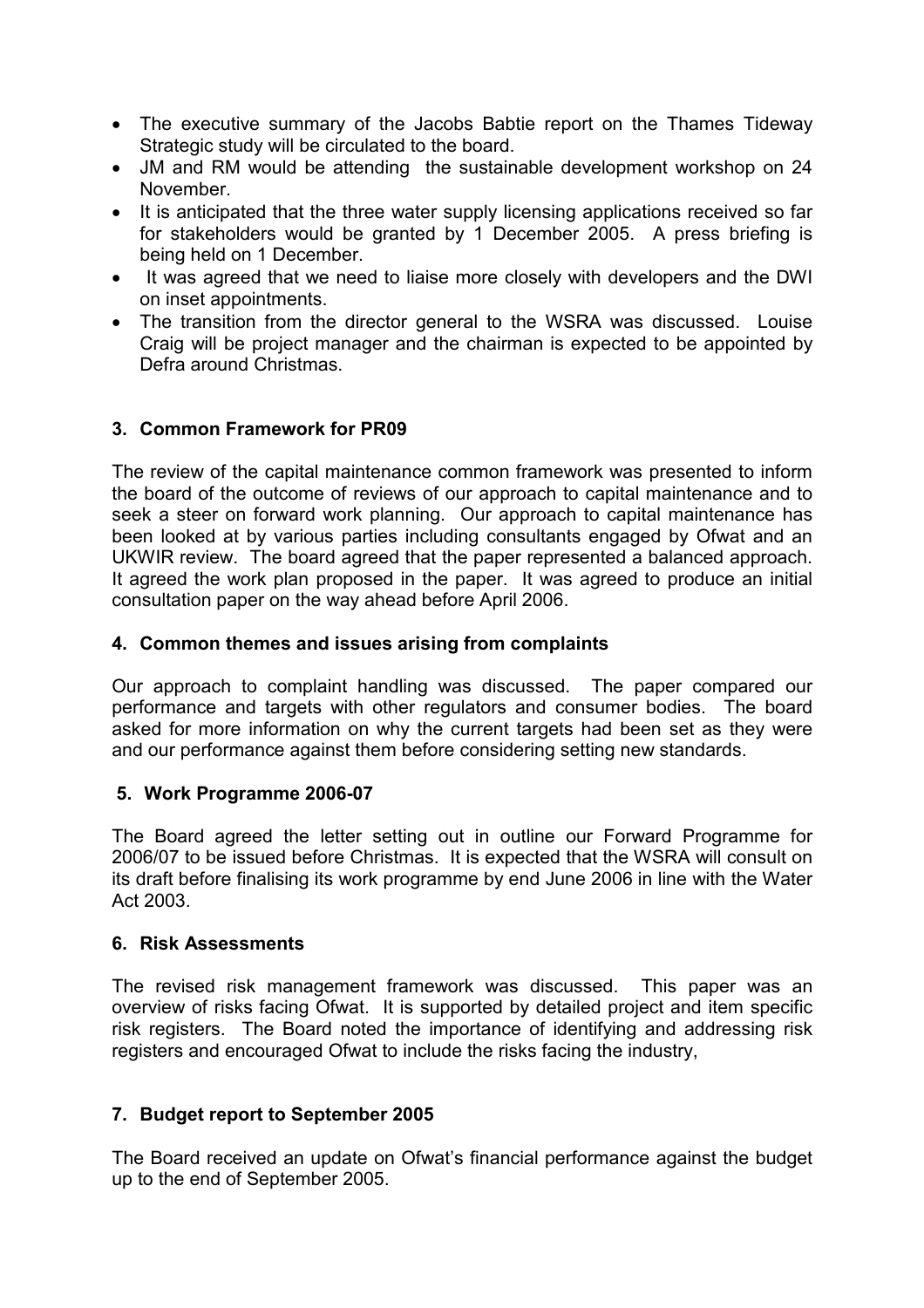- The executive summary of the Jacobs Babtie report on the Thames Tideway Strategic study will be circulated to the board.
- JM and RM would be attending the sustainable development workshop on 24 November.
- It is anticipated that the three water supply licensing applications received so far for stakeholders would be granted by 1 December 2005. A press briefing is being held on 1 December.
- It was agreed that we need to liaise more closely with developers and the DWI on inset appointments.
- The transition from the director general to the WSRA was discussed. Louise Craig will be project manager and the chairman is expected to be appointed by Defra around Christmas.

## 3. Common Framework for PR09

The review of the capital maintenance common framework was presented to inform the board of the outcome of reviews of our approach to capital maintenance and to seek a steer on forward work planning. Our approach to capital maintenance has been looked at by various parties including consultants engaged by Ofwat and an UKWIR review. The board agreed that the paper represented a balanced approach. It agreed the work plan proposed in the paper. It was agreed to produce an initial consultation paper on the way ahead before April 2006.

## 4. Common themes and issues arising from complaints

Our approach to complaint handling was discussed. The paper compared our performance and targets with other regulators and consumer bodies. The board asked for more information on why the current targets had been set as they were and our performance against them before considering setting new standards.

## 5. Work Programme 2006-07

The Board agreed the letter setting out in outline our Forward Programme for 2006/07 to be issued before Christmas. It is expected that the WSRA will consult on its draft before finalising its work programme by end June 2006 in line with the Water Act 2003.

## 6. Risk Assessments

The revised risk management framework was discussed. This paper was an overview of risks facing Ofwat. It is supported by detailed project and item specific risk registers. The Board noted the importance of identifying and addressing risk registers and encouraged Ofwat to include the risks facing the industry,

## 7. Budget report to September 2005

The Board received an update on Ofwat's financial performance against the budget up to the end of September 2005.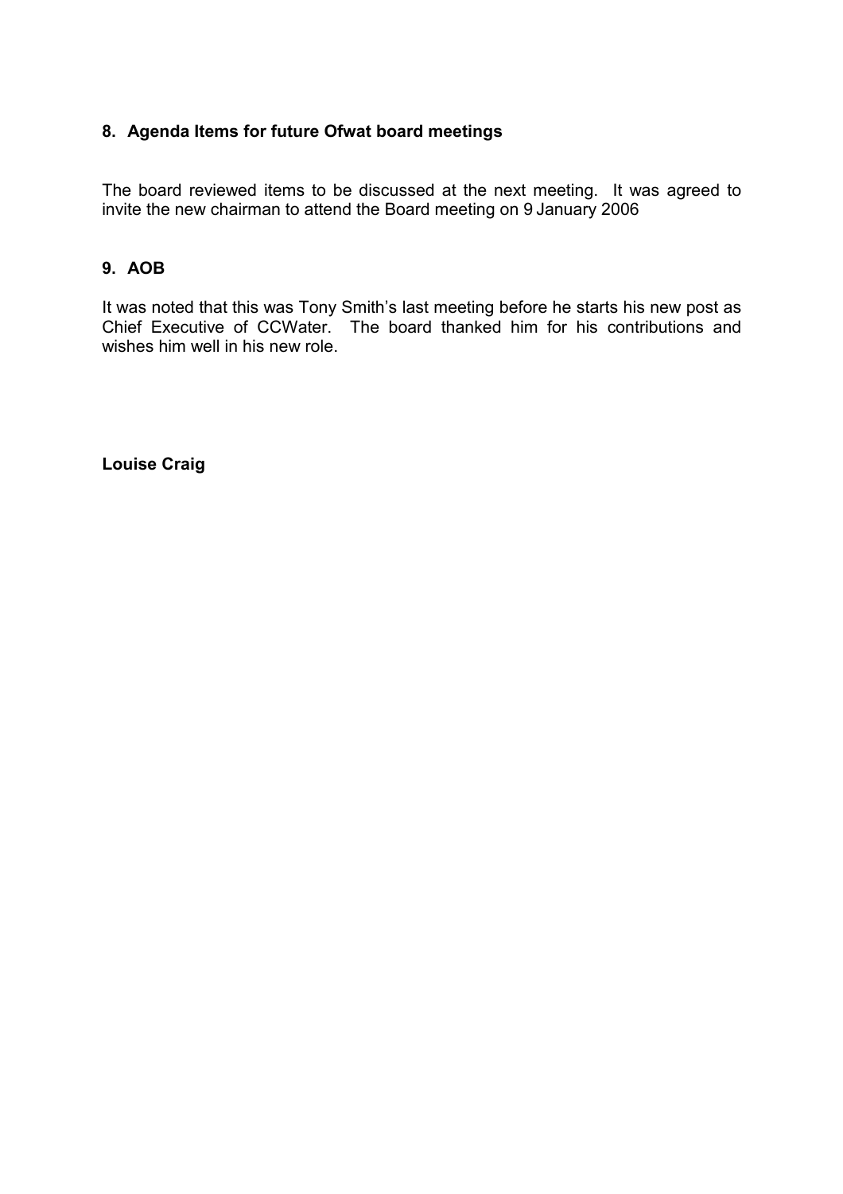## 8. Agenda Items for future Ofwat board meetings

The board reviewed items to be discussed at the next meeting. It was agreed to invite the new chairman to attend the Board meeting on 9 January 2006

## 9. AOB

It was noted that this was Tony Smith's last meeting before he starts his new post as Chief Executive of CCWater. The board thanked him for his contributions and wishes him well in his new role.

**Louise Craig**